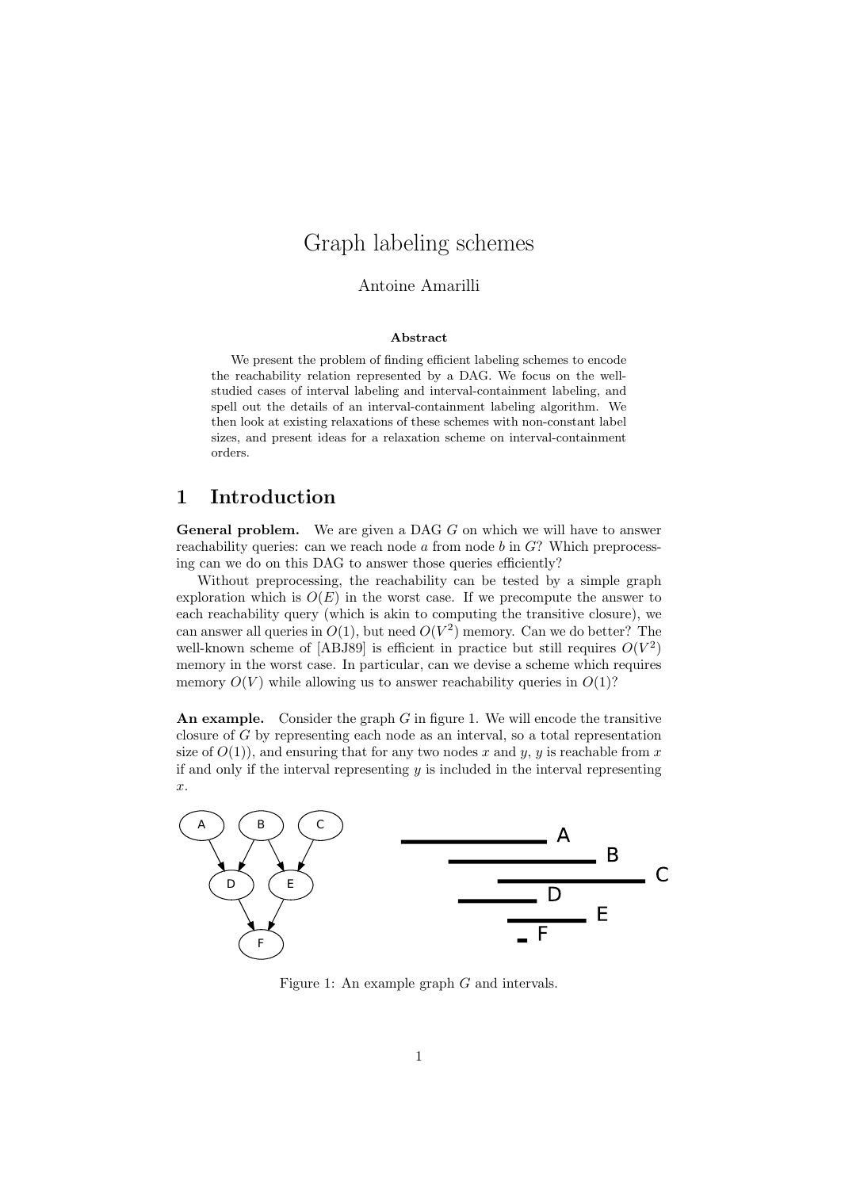# Graph labeling schemes

Antoine Amarilli

**Abstract**

We present the problem of finding efficient labeling schemes to encode the reachability relation represented by a DAG. We focus on the well-studied cases of interval labeling and interval-containment labeling, and spell out the details of an interval-containment labeling algorithm. We then look at existing relaxations of these schemes with non-constant label sizes, and present ideas for a relaxation scheme on interval-containment orders.

## 1 Introduction

**General problem.** We are given a DAG $G$ on which we will have to answer reachability queries: can we reach node $a$ from node $b$ in $G$? Which preprocessing can we do on this DAG to answer those queries efficiently?

Without preprocessing, the reachability can be tested by a simple graph exploration which is $O(E)$ in the worst case. If we precompute the answer to each reachability query (which is akin to computing the transitive closure), we can answer all queries in $O(1)$, but need $O(V^2)$ memory. Can we do better? The well-known scheme of [ABJ89] is efficient in practice but still requires $O(V^2)$ memory in the worst case. In particular, can we devise a scheme which requires memory $O(V)$ while allowing us to answer reachability queries in $O(1)$?

**An example.** Consider the graph $G$ in figure 1. We will encode the transitive closure of $G$ by representing each node as an interval, so a total representation size of $O(1)$), and ensuring that for any two nodes $x$ and $y$, $y$ is reachable from $x$ if and only if the interval representing $y$ is included in the interval representing $x$.

Figure 1: An example graph $G$ and intervals.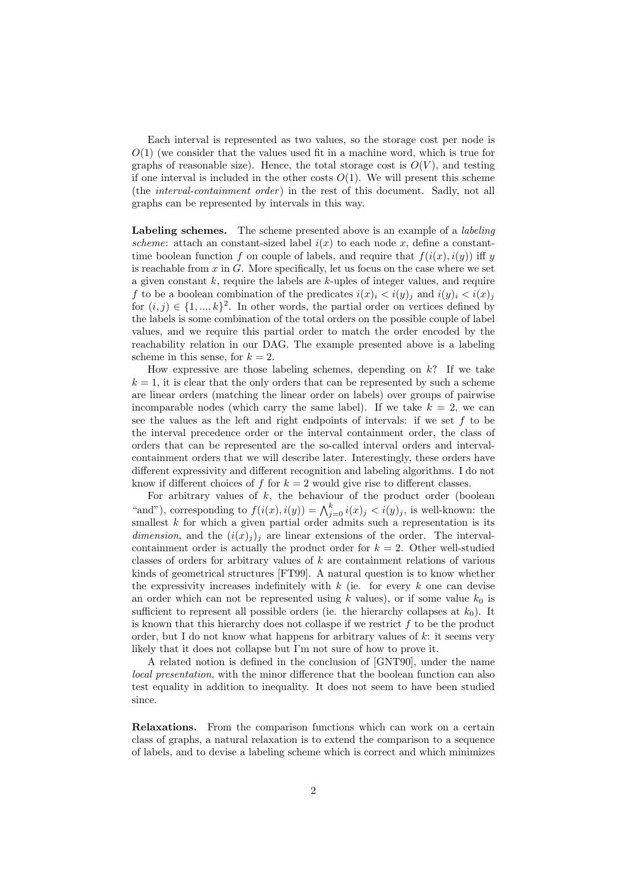Each interval is represented as two values, so the storage cost per node is $O(1)$ (we consider that the values used fit in a machine word, which is true for graphs of reasonable size). Hence, the total storage cost is $O(V)$, and testing if one interval is included in the other costs $O(1)$. We will present this scheme (the *interval-containment order*) in the rest of this document. Sadly, not all graphs can be represented by intervals in this way.

**Labeling schemes.** The scheme presented above is an example of a *labeling scheme*: attach an constant-sized label $i(x)$ to each node $x$, define a constant-time boolean function $f$ on couple of labels, and require that $f(i(x), i(y))$ iff $y$ is reachable from $x$ in $G$. More specifically, let us focus on the case where we set a given constant $k$, require the labels are $k$-uples of integer values, and require $f$ to be a boolean combination of the predicates $i(x)_i < i(y)_j$ and $i(y)_i < i(x)_j$ for $(i, j) \in \{1, ..., k\}^2$. In other words, the partial order on vertices defined by the labels is some combination of the total orders on the possible couple of label values, and we require this partial order to match the order encoded by the reachability relation in our DAG. The example presented above is a labeling scheme in this sense, for $k = 2$.

How expressive are those labeling schemes, depending on $k$? If we take $k = 1$, it is clear that the only orders that can be represented by such a scheme are linear orders (matching the linear order on labels) over groups of pairwise incomparable nodes (which carry the same label). If we take $k = 2$, we can see the values as the left and right endpoints of intervals: if we set $f$ to be the interval precedence order or the interval containment order, the class of orders that can be represented are the so-called interval orders and interval-containment orders that we will describe later. Interestingly, these orders have different expressivity and different recognition and labeling algorithms. I do not know if different choices of $f$ for $k = 2$ would give rise to different classes.

For arbitrary values of $k$, the behaviour of the product order (boolean "and"), corresponding to $f(i(x), i(y)) = \bigwedge_{j=0}^{k} i(x)_j < i(y)_j$, is well-known: the smallest $k$ for which a given partial order admits such a representation is its *dimension*, and the $(i(x)_j)_j$ are linear extensions of the order. The interval-containment order is actually the product order for $k = 2$. Other well-studied classes of orders for arbitrary values of $k$ are containment relations of various kinds of geometrical structures [FT99]. A natural question is to know whether the expressivity increases indefinitely with $k$ (ie. for every $k$ one can devise an order which can not be represented using $k$ values), or if some value $k_0$ is sufficient to represent all possible orders (ie. the hierarchy collapses at $k_0$). It is known that this hierarchy does not collaspe if we restrict $f$ to be the product order, but I do not know what happens for arbitrary values of $k$: it seems very likely that it does not collapse but I'm not sure of how to prove it.

A related notion is defined in the conclusion of [GNT90], under the name *local presentation*, with the minor difference that the boolean function can also test equality in addition to inequality. It does not seem to have been studied since.

**Relaxations.** From the comparison functions which can work on a certain class of graphs, a natural relaxation is to extend the comparison to a sequence of labels, and to devise a labeling scheme which is correct and which minimizes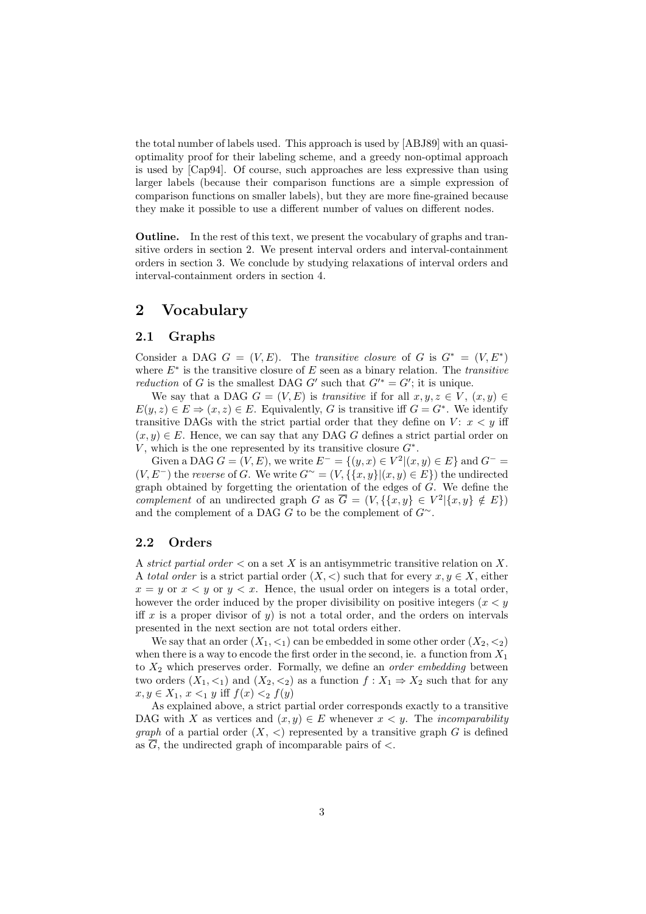the total number of labels used. This approach is used by [ABJ89] with an quasi-optimality proof for their labeling scheme, and a greedy non-optimal approach is used by [Cap94]. Of course, such approaches are less expressive than using larger labels (because their comparison functions are a simple expression of comparison functions on smaller labels), but they are more fine-grained because they make it possible to use a different number of values on different nodes.

**Outline.** In the rest of this text, we present the vocabulary of graphs and transitive orders in section 2. We present interval orders and interval-containment orders in section 3. We conclude by studying relaxations of interval orders and interval-containment orders in section 4.

## 2 Vocabulary

### 2.1 Graphs

Consider a DAG $G = (V, E)$. The *transitive closure* of $G$ is $G^* = (V, E^*)$ where $E^*$ is the transitive closure of $E$ seen as a binary relation. The *transitive reduction* of $G$ is the smallest DAG $G'$ such that $G'^* = G'$; it is unique.

We say that a DAG $G = (V, E)$ is *transitive* if for all $x, y, z \in V$, $(x, y) \in E(y, z) \in E \Rightarrow (x, z) \in E$. Equivalently, $G$ is transitive iff $G = G^*$. We identify transitive DAGs with the strict partial order that they define on $V$: $x < y$ iff $(x, y) \in E$. Hence, we can say that any DAG $G$ defines a strict partial order on $V$, which is the one represented by its transitive closure $G^*$.

Given a DAG $G = (V, E)$, we write $E^- = \{(y, x) \in V^2 | (x, y) \in E\}$ and $G^- = (V, E^-)$ the *reverse* of $G$. We write $G^\sim = (V, \{\{x, y\} | (x, y) \in E\})$ the undirected graph obtained by forgetting the orientation of the edges of $G$. We define the *complement* of an undirected graph $G$ as $\overline{G} = (V, \{\{x, y\} \in V^2 | \{x, y\} \notin E\})$ and the complement of a DAG $G$ to be the complement of $G^\sim$.

### 2.2 Orders

A *strict partial order* $<$ on a set $X$ is an antisymmetric transitive relation on $X$. A *total order* is a strict partial order $(X, <)$ such that for every $x, y \in X$, either $x = y$ or $x < y$ or $y < x$. Hence, the usual order on integers is a total order, however the order induced by the proper divisibility on positive integers ($x < y$ iff $x$ is a proper divisor of $y$) is not a total order, and the orders on intervals presented in the next section are not total orders either.

We say that an order $(X_1, <_1)$ can be embedded in some other order $(X_2, <_2)$ when there is a way to encode the first order in the second, ie. a function from $X_1$ to $X_2$ which preserves order. Formally, we define an *order embedding* between two orders $(X_1, <_1)$ and $(X_2, <_2)$ as a function $f : X_1 \Rightarrow X_2$ such that for any $x, y \in X_1$, $x <_1 y$ iff $f(x) <_2 f(y)$

As explained above, a strict partial order corresponds exactly to a transitive DAG with $X$ as vertices and $(x, y) \in E$ whenever $x < y$. The *incomparability graph* of a partial order $(X, <)$ represented by a transitive graph $G$ is defined as $\overline{G}$, the undirected graph of incomparable pairs of $<$.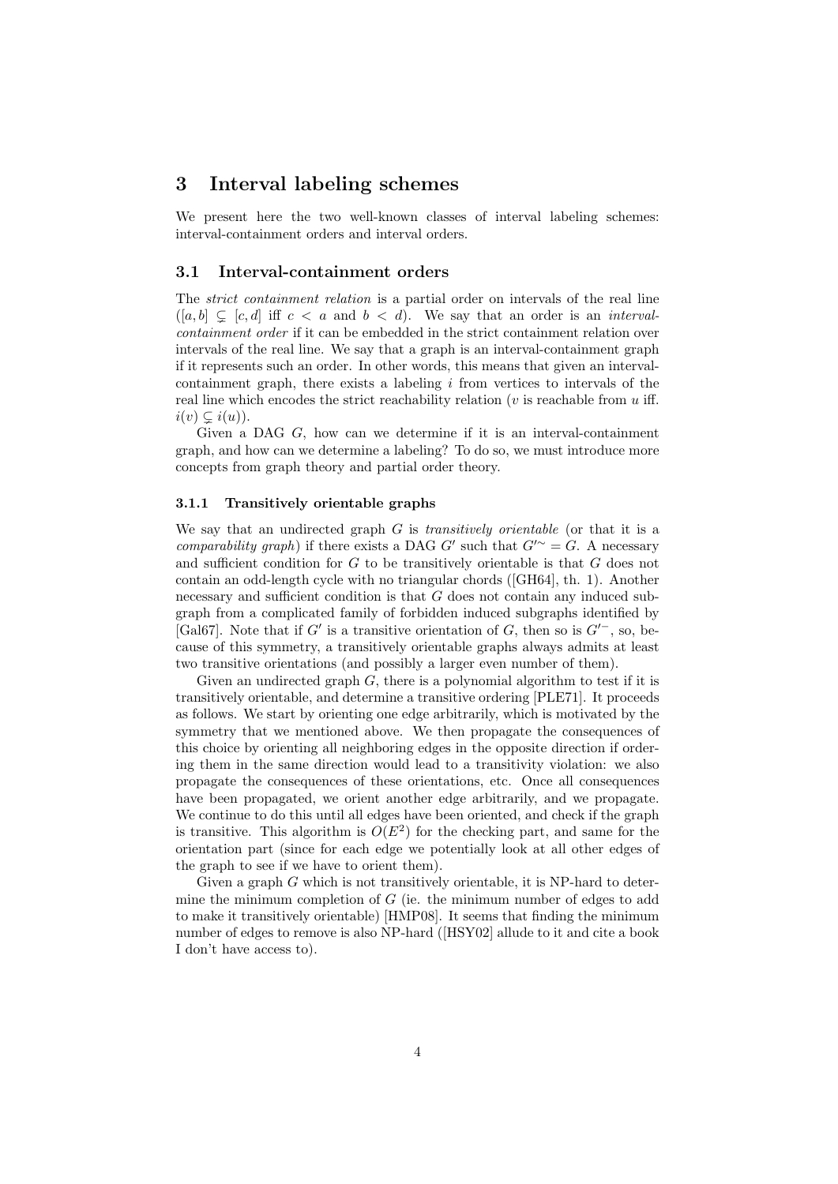# 3 Interval labeling schemes

We present here the two well-known classes of interval labeling schemes: interval-containment orders and interval orders.

## 3.1 Interval-containment orders

The *strict containment relation* is a partial order on intervals of the real line ($[a, b] \subsetneq [c, d]$ iff $c < a$ and $b < d$). We say that an order is an *interval-containment order* if it can be embedded in the strict containment relation over intervals of the real line. We say that a graph is an interval-containment graph if it represents such an order. In other words, this means that given an interval-containment graph, there exists a labeling $i$ from vertices to intervals of the real line which encodes the strict reachability relation ($v$ is reachable from $u$ iff. $i(v) \subsetneq i(u)$).

Given a DAG $G$, how can we determine if it is an interval-containment graph, and how can we determine a labeling? To do so, we must introduce more concepts from graph theory and partial order theory.

### 3.1.1 Transitively orientable graphs

We say that an undirected graph $G$ is *transitively orientable* (or that it is a *comparability graph*) if there exists a DAG $G'$ such that $G'^{\sim} = G$. A necessary and sufficient condition for $G$ to be transitively orientable is that $G$ does not contain an odd-length cycle with no triangular chords ([GH64], th. 1). Another necessary and sufficient condition is that $G$ does not contain any induced subgraph from a complicated family of forbidden induced subgraphs identified by [Gal67]. Note that if $G'$ is a transitive orientation of $G$, then so is $G'^{-}$, so, because of this symmetry, a transitively orientable graphs always admits at least two transitive orientations (and possibly a larger even number of them).

Given an undirected graph $G$, there is a polynomial algorithm to test if it is transitively orientable, and determine a transitive ordering [PLE71]. It proceeds as follows. We start by orienting one edge arbitrarily, which is motivated by the symmetry that we mentioned above. We then propagate the consequences of this choice by orienting all neighboring edges in the opposite direction if ordering them in the same direction would lead to a transitivity violation: we also propagate the consequences of these orientations, etc. Once all consequences have been propagated, we orient another edge arbitrarily, and we propagate. We continue to do this until all edges have been oriented, and check if the graph is transitive. This algorithm is $O(E^2)$ for the checking part, and same for the orientation part (since for each edge we potentially look at all other edges of the graph to see if we have to orient them).

Given a graph $G$ which is not transitively orientable, it is NP-hard to determine the minimum completion of $G$ (ie. the minimum number of edges to add to make it transitively orientable) [HMP08]. It seems that finding the minimum number of edges to remove is also NP-hard ([HSY02] allude to it and cite a book I don't have access to).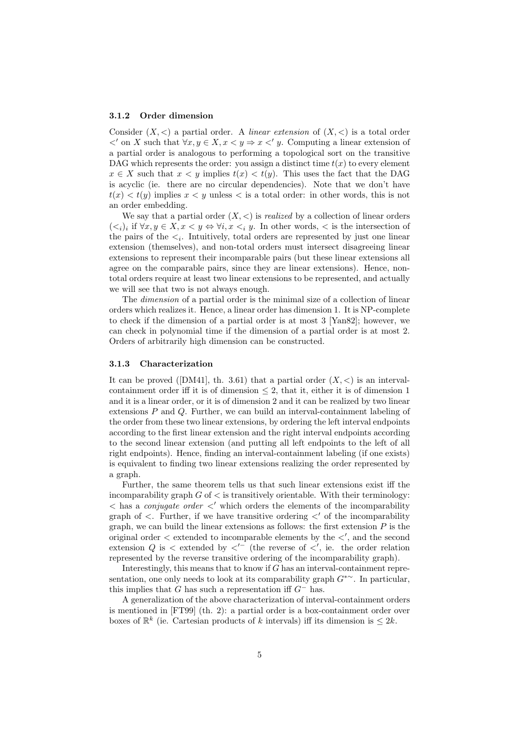### 3.1.2 Order dimension

Consider $(X, <)$ a partial order. A *linear extension* of $(X, <)$ is a total order $<'$ on $X$ such that $\forall x, y \in X, x < y \Rightarrow x <' y$. Computing a linear extension of a partial order is analogous to performing a topological sort on the transitive DAG which represents the order: you assign a distinct time $t(x)$ to every element $x \in X$ such that $x < y$ implies $t(x) < t(y)$. This uses the fact that the DAG is acyclic (ie. there are no circular dependencies). Note that we don't have $t(x) < t(y)$ implies $x < y$ unless $<$ is a total order: in other words, this is not an order embedding.

We say that a partial order $(X, <)$ is *realized* by a collection of linear orders $(<_i)_i$ if $\forall x, y \in X, x < y \Leftrightarrow \forall i, x <_i y$. In other words, $<$ is the intersection of the pairs of the $<_i$. Intuitively, total orders are represented by just one linear extension (themselves), and non-total orders must intersect disagreeing linear extensions to represent their incomparable pairs (but these linear extensions all agree on the comparable pairs, since they are linear extensions). Hence, non-total orders require at least two linear extensions to be represented, and actually we will see that two is not always enough.

The *dimension* of a partial order is the minimal size of a collection of linear orders which realizes it. Hence, a linear order has dimension 1. It is NP-complete to check if the dimension of a partial order is at most 3 [Yan82]; however, we can check in polynomial time if the dimension of a partial order is at most 2. Orders of arbitrarily high dimension can be constructed.

### 3.1.3 Characterization

It can be proved ([DM41], th. 3.61) that a partial order $(X, <)$ is an interval-containment order iff it is of dimension $\leq 2$, that it, either it is of dimension 1 and it is a linear order, or it is of dimension 2 and it can be realized by two linear extensions $P$ and $Q$. Further, we can build an interval-containment labeling of the order from these two linear extensions, by ordering the left interval endpoints according to the first linear extension and the right interval endpoints according to the second linear extension (and putting all left endpoints to the left of all right endpoints). Hence, finding an interval-containment labeling (if one exists) is equivalent to finding two linear extensions realizing the order represented by a graph.

Further, the same theorem tells us that such linear extensions exist iff the incomparability graph $G$ of $<$ is transitively orientable. With their terminology: $<$ has a *conjugate order* $<'$ which orders the elements of the incomparability graph of $<$. Further, if we have transitive ordering $<'$ of the incomparability graph, we can build the linear extensions as follows: the first extension $P$ is the original order $<$ extended to incomparable elements by the $<'$, and the second extension $Q$ is $<$ extended by $<'^{-}$ (the reverse of $<'$, ie. the order relation represented by the reverse transitive ordering of the incomparability graph).

Interestingly, this means that to know if $G$ has an interval-containment representation, one only needs to look at its comparability graph $G^{*\sim}$. In particular, this implies that $G$ has such a representation iff $G^{-}$ has.

A generalization of the above characterization of interval-containment orders is mentioned in [FT99] (th. 2): a partial order is a box-containment order over boxes of $\mathbb{R}^k$ (ie. Cartesian products of $k$ intervals) iff its dimension is $\leq 2k$.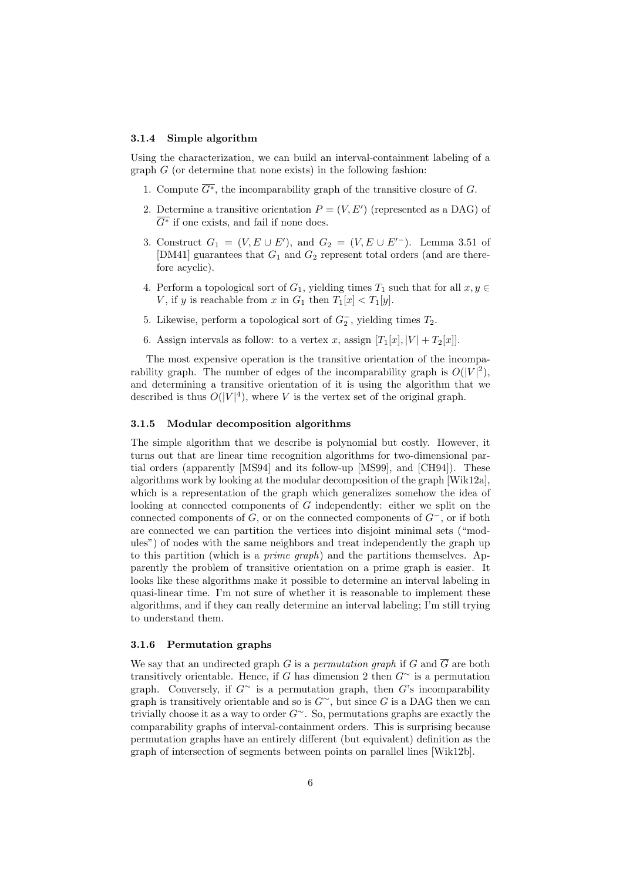### 3.1.4 Simple algorithm

Using the characterization, we can build an interval-containment labeling of a graph $G$ (or determine that none exists) in the following fashion:

1. Compute $\overline{G^*}$, the incomparability graph of the transitive closure of $G$.
2. Determine a transitive orientation $P = (V, E')$ (represented as a DAG) of $\overline{G^*}$ if one exists, and fail if none does.
3. Construct $G_1 = (V, E \cup E')$, and $G_2 = (V, E \cup E'^{-})$. Lemma 3.51 of [DM41] guarantees that $G_1$ and $G_2$ represent total orders (and are therefore acyclic).
4. Perform a topological sort of $G_1$, yielding times $T_1$ such that for all $x, y \in V$, if $y$ is reachable from $x$ in $G_1$ then $T_1[x] < T_1[y]$.
5. Likewise, perform a topological sort of $G_2^{-}$, yielding times $T_2$.
6. Assign intervals as follow: to a vertex $x$, assign $[T_1[x], |V| + T_2[x]]$.

The most expensive operation is the transitive orientation of the incomparability graph. The number of edges of the incomparability graph is $O(|V|^2)$, and determining a transitive orientation of it is using the algorithm that we described is thus $O(|V|^4)$, where $V$ is the vertex set of the original graph.

### 3.1.5 Modular decomposition algorithms

The simple algorithm that we describe is polynomial but costly. However, it turns out that are linear time recognition algorithms for two-dimensional partial orders (apparently [MS94] and its follow-up [MS99], and [CH94]). These algorithms work by looking at the modular decomposition of the graph [Wik12a], which is a representation of the graph which generalizes somehow the idea of looking at connected components of $G$ independently: either we split on the connected components of $G$, or on the connected components of $G^{-}$, or if both are connected we can partition the vertices into disjoint minimal sets ("modules") of nodes with the same neighbors and treat independently the graph up to this partition (which is a *prime graph*) and the partitions themselves. Apparently the problem of transitive orientation on a prime graph is easier. It looks like these algorithms make it possible to determine an interval labeling in quasi-linear time. I'm not sure of whether it is reasonable to implement these algorithms, and if they can really determine an interval labeling; I'm still trying to understand them.

### 3.1.6 Permutation graphs

We say that an undirected graph $G$ is a *permutation graph* if $G$ and $\overline{G}$ are both transitively orientable. Hence, if $G$ has dimension 2 then $G^{\sim}$ is a permutation graph. Conversely, if $G^{\sim}$ is a permutation graph, then $G$'s incomparability graph is transitively orientable and so is $G^{\sim}$, but since $G$ is a DAG then we can trivially choose it as a way to order $G^{\sim}$. So, permutations graphs are exactly the comparability graphs of interval-containment orders. This is surprising because permutation graphs have an entirely different (but equivalent) definition as the graph of intersection of segments between points on parallel lines [Wik12b].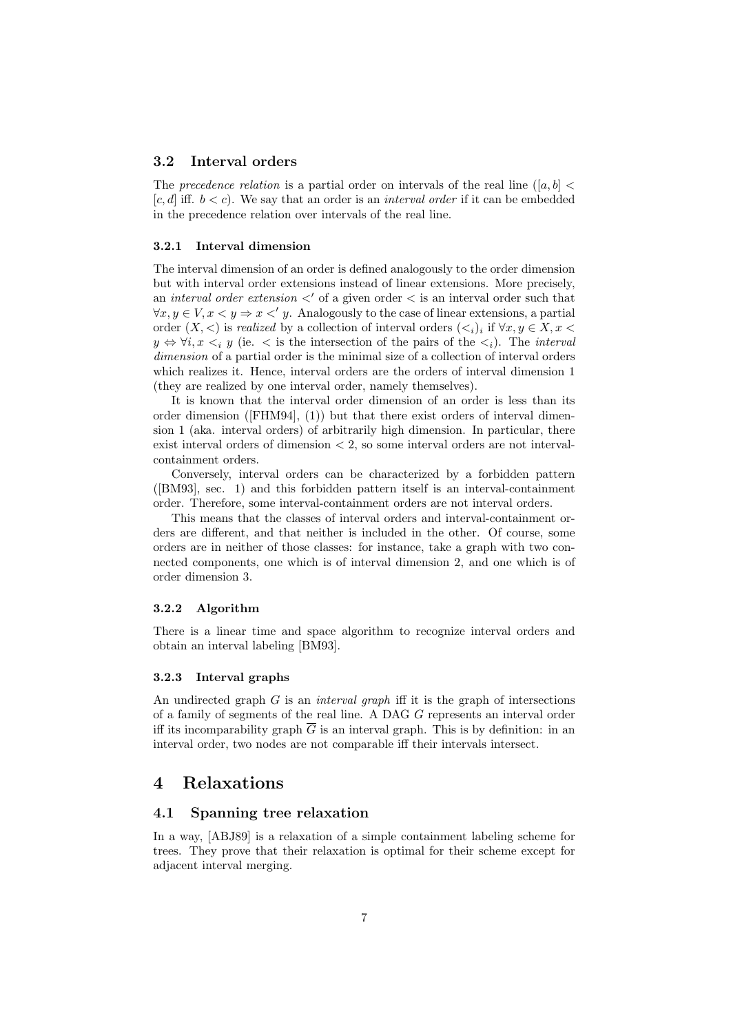### 3.2 Interval orders

The *precedence relation* is a partial order on intervals of the real line ($[a, b] < [c, d]$ iff. $b < c$). We say that an order is an *interval order* if it can be embedded in the precedence relation over intervals of the real line.

#### 3.2.1 Interval dimension

The interval dimension of an order is defined analogously to the order dimension but with interval order extensions instead of linear extensions. More precisely, an *interval order extension* $<'$ of a given order $<$ is an interval order such that $\forall x, y \in V, x < y \Rightarrow x <' y$. Analogously to the case of linear extensions, a partial order $(X, <)$ is *realized* by a collection of interval orders $(<_i)_i$ if $\forall x, y \in X, x < y \Leftrightarrow \forall i, x <_i y$ (ie. $<$ is the intersection of the pairs of the $<_i$). The *interval dimension* of a partial order is the minimal size of a collection of interval orders which realizes it. Hence, interval orders are the orders of interval dimension 1 (they are realized by one interval order, namely themselves).

It is known that the interval order dimension of an order is less than its order dimension ([FHM94], (1)) but that there exist orders of interval dimension 1 (aka. interval orders) of arbitrarily high dimension. In particular, there exist interval orders of dimension $< 2$, so some interval orders are not interval-containment orders.

Conversely, interval orders can be characterized by a forbidden pattern ([BM93], sec. 1) and this forbidden pattern itself is an interval-containment order. Therefore, some interval-containment orders are not interval orders.

This means that the classes of interval orders and interval-containment orders are different, and that neither is included in the other. Of course, some orders are in neither of those classes: for instance, take a graph with two connected components, one which is of interval dimension 2, and one which is of order dimension 3.

#### 3.2.2 Algorithm

There is a linear time and space algorithm to recognize interval orders and obtain an interval labeling [BM93].

#### 3.2.3 Interval graphs

An undirected graph $G$ is an *interval graph* iff it is the graph of intersections of a family of segments of the real line. A DAG $G$ represents an interval order iff its incomparability graph $\overline{G}$ is an interval graph. This is by definition: in an interval order, two nodes are not comparable iff their intervals intersect.

# 4 Relaxations

## 4.1 Spanning tree relaxation

In a way, [ABJ89] is a relaxation of a simple containment labeling scheme for trees. They prove that their relaxation is optimal for their scheme except for adjacent interval merging.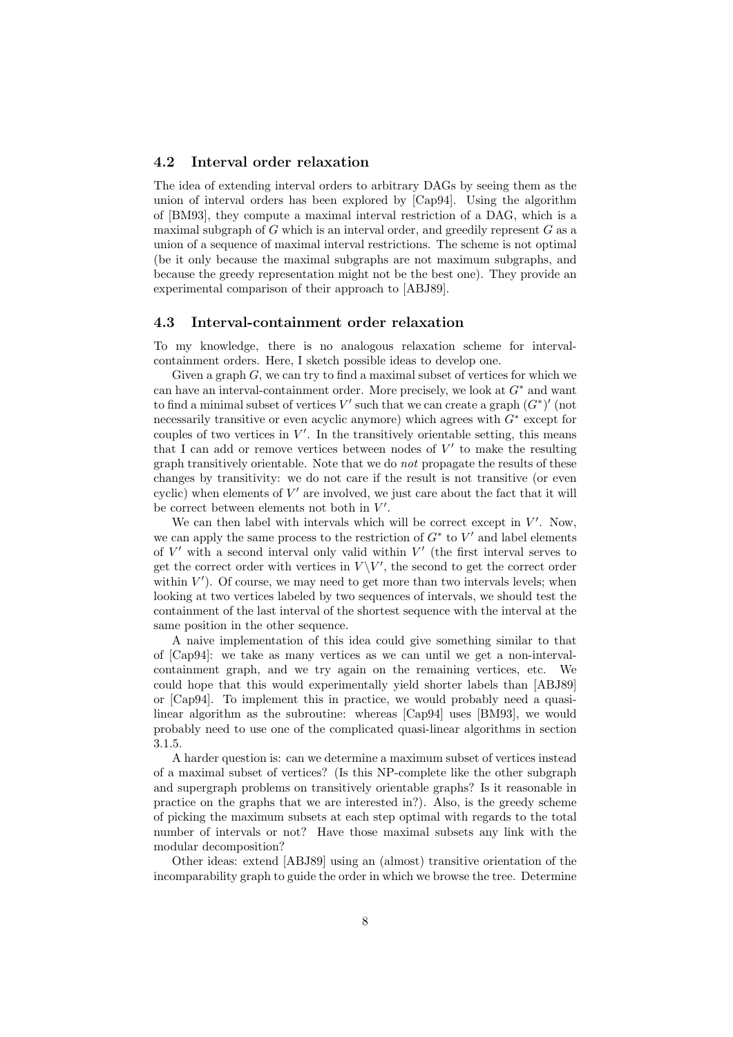### 4.2 Interval order relaxation

The idea of extending interval orders to arbitrary DAGs by seeing them as the union of interval orders has been explored by [Cap94]. Using the algorithm of [BM93], they compute a maximal interval restriction of a DAG, which is a maximal subgraph of $G$ which is an interval order, and greedily represent $G$ as a union of a sequence of maximal interval restrictions. The scheme is not optimal (be it only because the maximal subgraphs are not maximum subgraphs, and because the greedy representation might not be the best one). They provide an experimental comparison of their approach to [ABJ89].

### 4.3 Interval-containment order relaxation

To my knowledge, there is no analogous relaxation scheme for interval-containment orders. Here, I sketch possible ideas to develop one.

Given a graph $G$, we can try to find a maximal subset of vertices for which we can have an interval-containment order. More precisely, we look at $G^*$ and want to find a minimal subset of vertices $V'$ such that we can create a graph $(G^*)'$ (not necessarily transitive or even acyclic anymore) which agrees with $G^*$ except for couples of two vertices in $V'$. In the transitively orientable setting, this means that I can add or remove vertices between nodes of $V'$ to make the resulting graph transitively orientable. Note that we do *not* propagate the results of these changes by transitivity: we do not care if the result is not transitive (or even cyclic) when elements of $V'$ are involved, we just care about the fact that it will be correct between elements not both in $V'$.

We can then label with intervals which will be correct except in $V'$. Now, we can apply the same process to the restriction of $G^*$ to $V'$ and label elements of $V'$ with a second interval only valid within $V'$ (the first interval serves to get the correct order with vertices in $V \backslash V'$, the second to get the correct order within $V'$). Of course, we may need to get more than two intervals levels; when looking at two vertices labeled by two sequences of intervals, we should test the containment of the last interval of the shortest sequence with the interval at the same position in the other sequence.

A naive implementation of this idea could give something similar to that of [Cap94]: we take as many vertices as we can until we get a non-interval-containment graph, and we try again on the remaining vertices, etc. We could hope that this would experimentally yield shorter labels than [ABJ89] or [Cap94]. To implement this in practice, we would probably need a quasi-linear algorithm as the subroutine: whereas [Cap94] uses [BM93], we would probably need to use one of the complicated quasi-linear algorithms in section 3.1.5.

A harder question is: can we determine a maximum subset of vertices instead of a maximal subset of vertices? (Is this NP-complete like the other subgraph and supergraph problems on transitively orientable graphs? Is it reasonable in practice on the graphs that we are interested in?). Also, is the greedy scheme of picking the maximum subsets at each step optimal with regards to the total number of intervals or not? Have those maximal subsets any link with the modular decomposition?

Other ideas: extend [ABJ89] using an (almost) transitive orientation of the incomparability graph to guide the order in which we browse the tree. Determine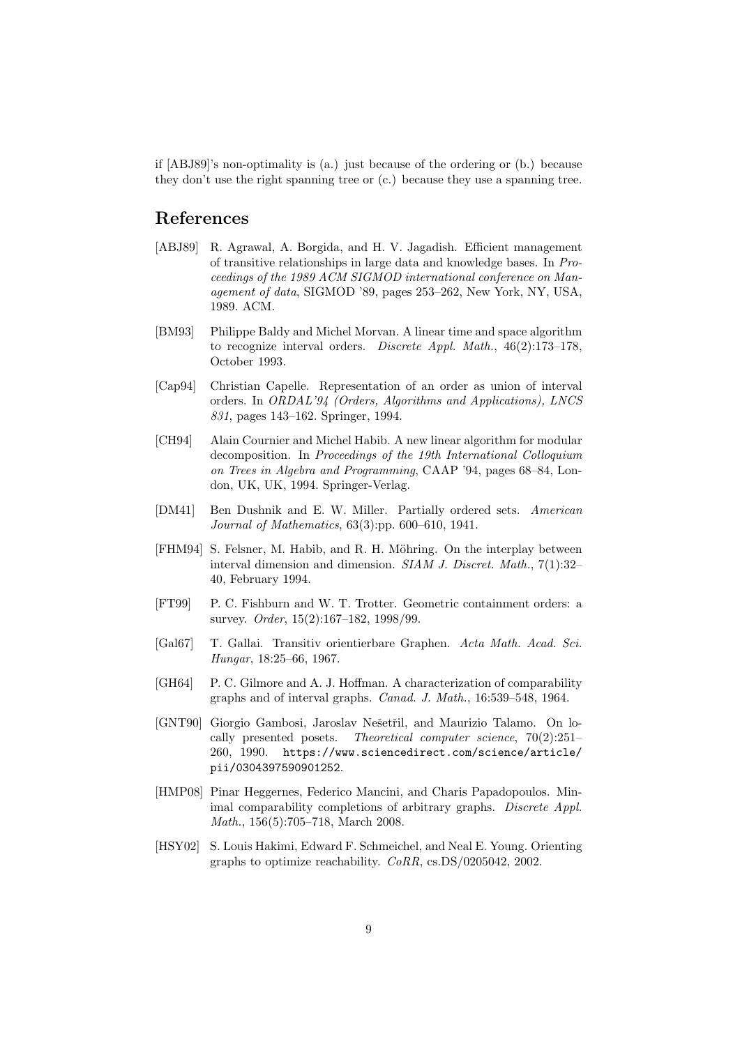if [ABJ89]'s non-optimality is (a.) just because of the ordering or (b.) because they don't use the right spanning tree or (c.) because they use a spanning tree.

## References

- [ABJ89] R. Agrawal, A. Borgida, and H. V. Jagadish. Efficient management of transitive relationships in large data and knowledge bases. In *Proceedings of the 1989 ACM SIGMOD international conference on Management of data*, SIGMOD '89, pages 253–262, New York, NY, USA, 1989. ACM.

- [BM93] Philippe Baldy and Michel Morvan. A linear time and space algorithm to recognize interval orders. *Discrete Appl. Math.*, 46(2):173–178, October 1993.

- [Cap94] Christian Capelle. Representation of an order as union of interval orders. In *ORDAL'94 (Orders, Algorithms and Applications), LNCS 831*, pages 143–162. Springer, 1994.

- [CH94] Alain Cournier and Michel Habib. A new linear algorithm for modular decomposition. In *Proceedings of the 19th International Colloquium on Trees in Algebra and Programming*, CAAP '94, pages 68–84, London, UK, UK, 1994. Springer-Verlag.

- [DM41] Ben Dushnik and E. W. Miller. Partially ordered sets. *American Journal of Mathematics*, 63(3):pp. 600–610, 1941.

- [FHM94] S. Felsner, M. Habib, and R. H. Möhring. On the interplay between interval dimension and dimension. *SIAM J. Discret. Math.*, 7(1):32–40, February 1994.

- [FT99] P. C. Fishburn and W. T. Trotter. Geometric containment orders: a survey. *Order*, 15(2):167–182, 1998/99.

- [Gal67] T. Gallai. Transitiv orientierbare Graphen. *Acta Math. Acad. Sci. Hungar*, 18:25–66, 1967.

- [GH64] P. C. Gilmore and A. J. Hoffman. A characterization of comparability graphs and of interval graphs. *Canad. J. Math.*, 16:539–548, 1964.

- [GNT90] Giorgio Gambosi, Jaroslav Nešetřil, and Maurizio Talamo. On locally presented posets. *Theoretical computer science*, 70(2):251–260, 1990. https://www.sciencedirect.com/science/article/pii/0304397590901252.

- [HMP08] Pinar Heggernes, Federico Mancini, and Charis Papadopoulos. Minimal comparability completions of arbitrary graphs. *Discrete Appl. Math.*, 156(5):705–718, March 2008.

- [HSY02] S. Louis Hakimi, Edward F. Schmeichel, and Neal E. Young. Orienting graphs to optimize reachability. *CoRR*, cs.DS/0205042, 2002.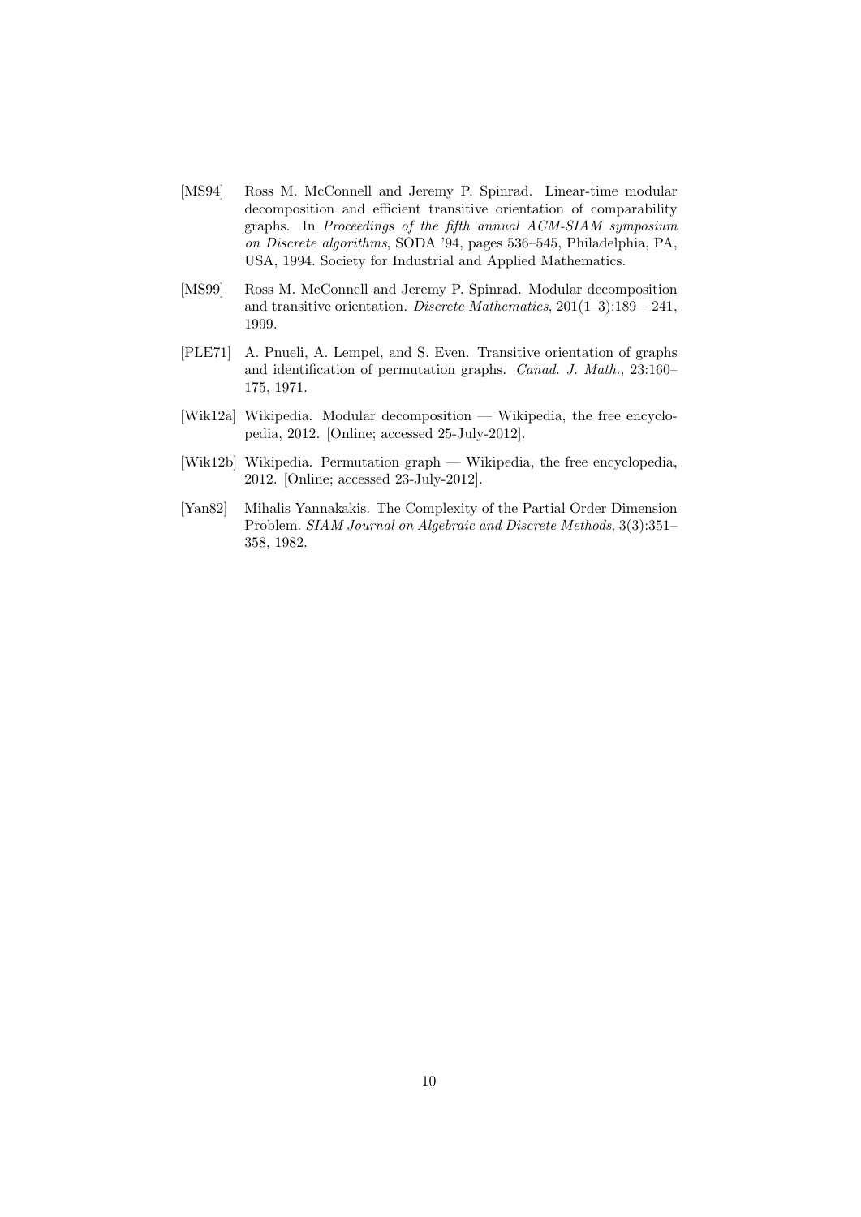[MS94] Ross M. McConnell and Jeremy P. Spinrad. Linear-time modular decomposition and efficient transitive orientation of comparability graphs. In *Proceedings of the fifth annual ACM-SIAM symposium on Discrete algorithms*, SODA '94, pages 536–545, Philadelphia, PA, USA, 1994. Society for Industrial and Applied Mathematics.

[MS99] Ross M. McConnell and Jeremy P. Spinrad. Modular decomposition and transitive orientation. *Discrete Mathematics*, 201(1–3):189 – 241, 1999.

[PLE71] A. Pnueli, A. Lempel, and S. Even. Transitive orientation of graphs and identification of permutation graphs. *Canad. J. Math.*, 23:160–175, 1971.

[Wik12a] Wikipedia. Modular decomposition — Wikipedia, the free encyclopedia, 2012. [Online; accessed 25-July-2012].

[Wik12b] Wikipedia. Permutation graph — Wikipedia, the free encyclopedia, 2012. [Online; accessed 23-July-2012].

[Yan82] Mihalis Yannakakis. The Complexity of the Partial Order Dimension Problem. *SIAM Journal on Algebraic and Discrete Methods*, 3(3):351–358, 1982.